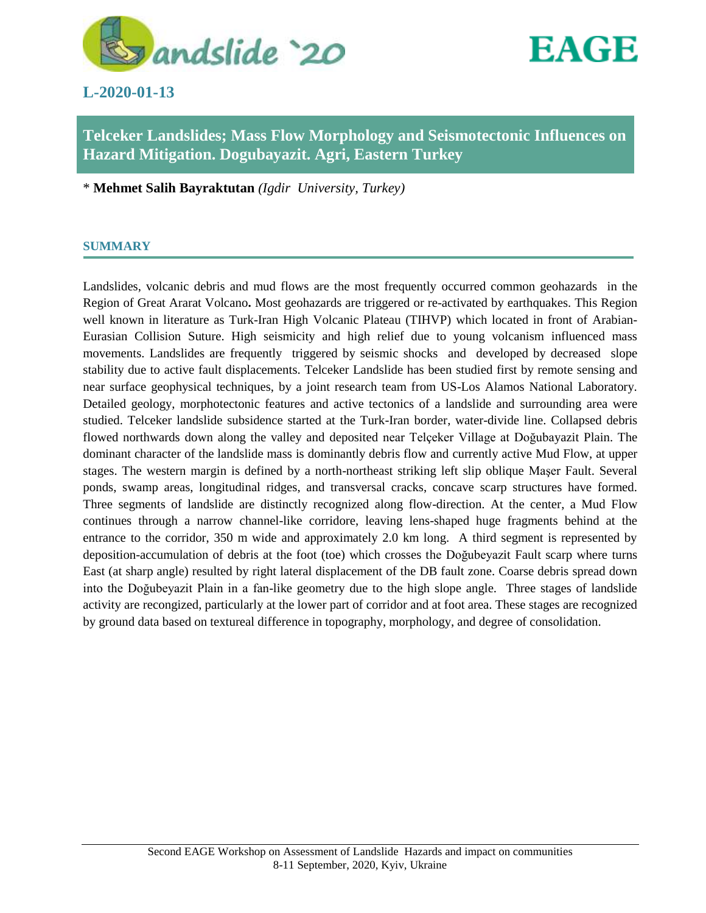L-2020-01-13

# Telceker Landslides; Mass Flow Morphology and Seismotectonic Influences on Hazard Mitigation. Dogubayazit. Agri, Eastern Turkey

\* **Mehmet Salih Bayraktutan** *(Igdir University, Turkey)*

## SUMMARY

Landslides, volcanic debris and mud flows are the most frequently occurred common geohazards in the Region of Great Ararat Volcano**.** Most geohazards are triggered or re-activated by earthquakes. This Region well known in literature as Turk-Iran High Volcanic Plateau (TIHVP) which located in front of Arabian-Eurasian Collision Suture. High seismicity and high relief due to young volcanism influenced mass movements. Landslides are frequently triggered by seismic shocks and developed by decreased slope stability due to active fault displacements. Telceker Landslide has been studied first by remote sensing and near surface geophysical techniques, by a joint research team from US-Los Alamos National Laboratory. Detailed geology, morphotectonic features and active tectonics of a landslide and surrounding area were studied. Telceker landslide subsidence started at the Turk-Iran border, water-divide line. Collapsed debris flowed northwards down along the valley and deposited near Telçeker Village at Doğubayazit Plain. The dominant character of the landslide mass is dominantly debris flow and currently active Mud Flow, at upper stages. The western margin is defined by a north-northeast striking left slip oblique Maşer Fault. Several ponds, swamp areas, longitudinal ridges, and transversal cracks, concave scarp structures have formed. Three segments of landslide are distinctly recognized along flow-direction. At the center, a Mud Flow continues through a narrow channel-like corridore, leaving lens-shaped huge fragments behind at the entrance to the corridor, 350 m wide and approximately 2.0 km long. A third segment is represented by deposition-accumulation of debris at the foot (toe) which crosses the Doğubeyazit Fault scarp where turns East (at sharp angle) resulted by right lateral displacement of the DB fault zone. Coarse debris spread down into the Doğubeyazit Plain in a fan-like geometry due to the high slope angle. Three stages of landslide activity are recongized, particularly at the lower part of corridor and at foot area. These stages are recognized by ground data based on textureal difference in topography, morphology, and degree of consolidation.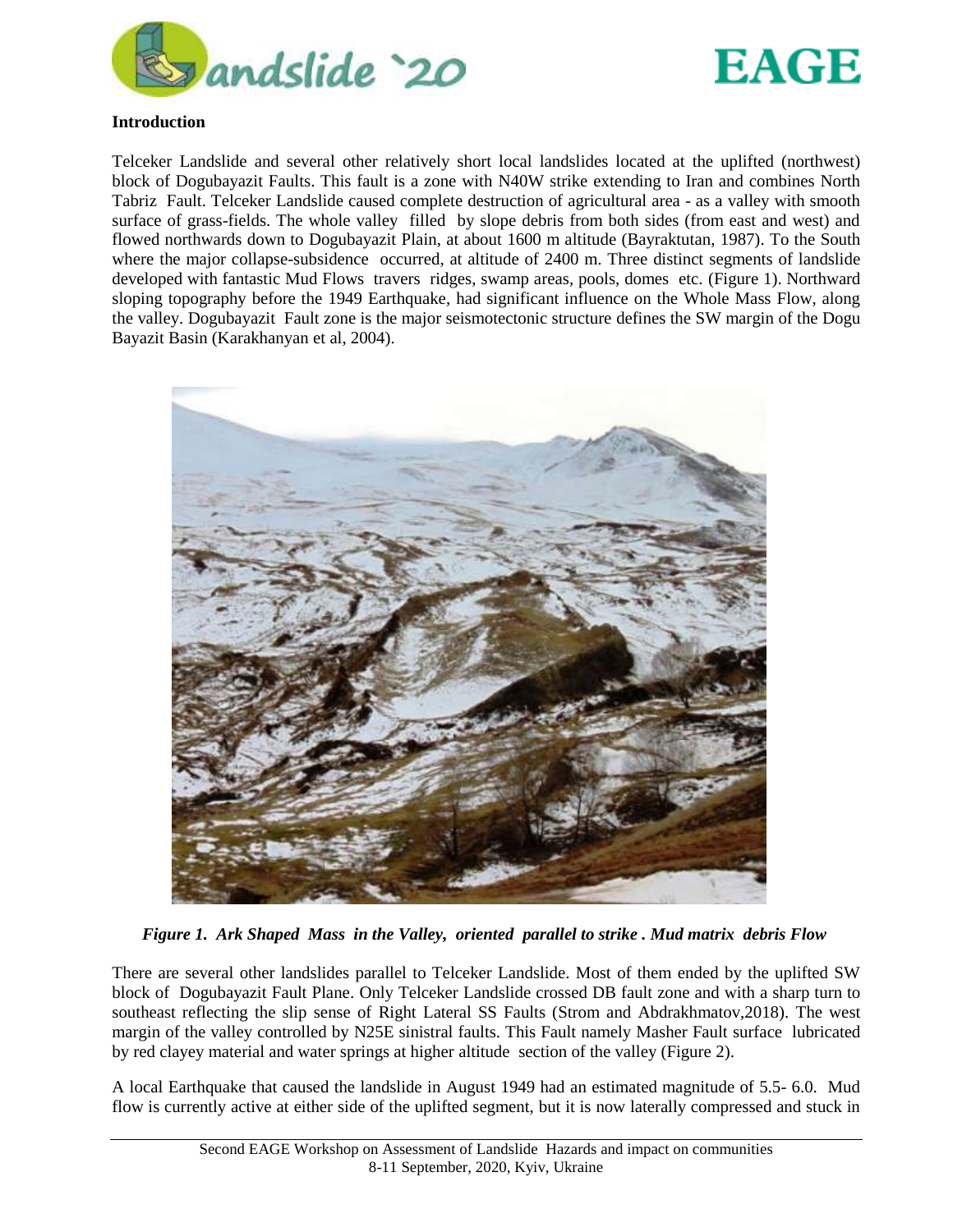## Introduction

Telceker Landslide and several other relatively short local landslides located at the uplifted (northwest) block of Dogubayazit Faults. This fault is a zone with N40W strike extending to Iran and combines North Tabriz Fault. Telceker Landslide caused complete destruction of agricultural area - as a valley with smooth surface of grass-fields. The whole valley filled by slope debris from both sides (from east and west) and flowed northwards down to Dogubayazit Plain, at about 1600 m altitude (Bayraktutan, 1987). To the South where the major collapse-subsidence occurred, at altitude of 2400 m. Three distinct segments of landslide developed with fantastic Mud Flows travers ridges, swamp areas, pools, domes etc. (Figure 1). Northward sloping topography before the 1949 Earthquake, had significant influence on the Whole Mass Flow, along the valley. Dogubayazit Fault zone is the major seismotectonic structure defines the SW margin of the Dogu Bayazit Basin (Karakhanyan et al, 2004).

***Figure 1. Ark Shaped Mass in the Valley, oriented parallel to strike . Mud matrix debris Flow***

There are several other landslides parallel to Telceker Landslide. Most of them ended by the uplifted SW block of Dogubayazit Fault Plane. Only Telceker Landslide crossed DB fault zone and with a sharp turn to southeast reflecting the slip sense of Right Lateral SS Faults (Strom and Abdrakhmatov,2018). The west margin of the valley controlled by N25E sinistral faults. This Fault namely Masher Fault surface lubricated by red clayey material and water springs at higher altitude section of the valley (Figure 2).

A local Earthquake that caused the landslide in August 1949 had an estimated magnitude of 5.5- 6.0. Mud flow is currently active at either side of the uplifted segment, but it is now laterally compressed and stuck in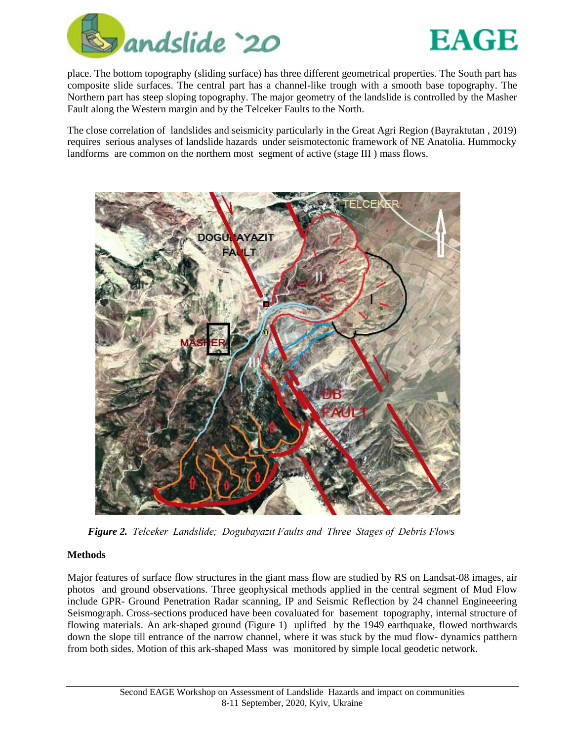place. The bottom topography (sliding surface) has three different geometrical properties. The South part has composite slide surfaces. The central part has a channel-like trough with a smooth base topography. The Northern part has steep sloping topography. The major geometry of the landslide is controlled by the Masher Fault along the Western margin and by the Telceker Faults to the North.

The close correlation of landslides and seismicity particularly in the Great Agri Region (Bayraktutan , 2019) requires serious analyses of landslide hazards under seismotectonic framework of NE Anatolia. Hummocky landforms are common on the northern most segment of active (stage III ) mass flows.

***Figure 2.*** *Telceker Landslide; Dogubayazıt Faults and Three Stages of Debris Flows*

**Methods**

Major features of surface flow structures in the giant mass flow are studied by RS on Landsat-08 images, air photos and ground observations. Three geophysical methods applied in the central segment of Mud Flow include GPR- Ground Penetration Radar scanning, IP and Seismic Reflection by 24 channel Engineeering Seismograph. Cross-sections produced have been covaluated for basement topography, internal structure of flowing materials. An ark-shaped ground (Figure 1) uplifted by the 1949 earthquake, flowed northwards down the slope till entrance of the narrow channel, where it was stuck by the mud flow- dynamics patthern from both sides. Motion of this ark-shaped Mass was monitored by simple local geodetic network.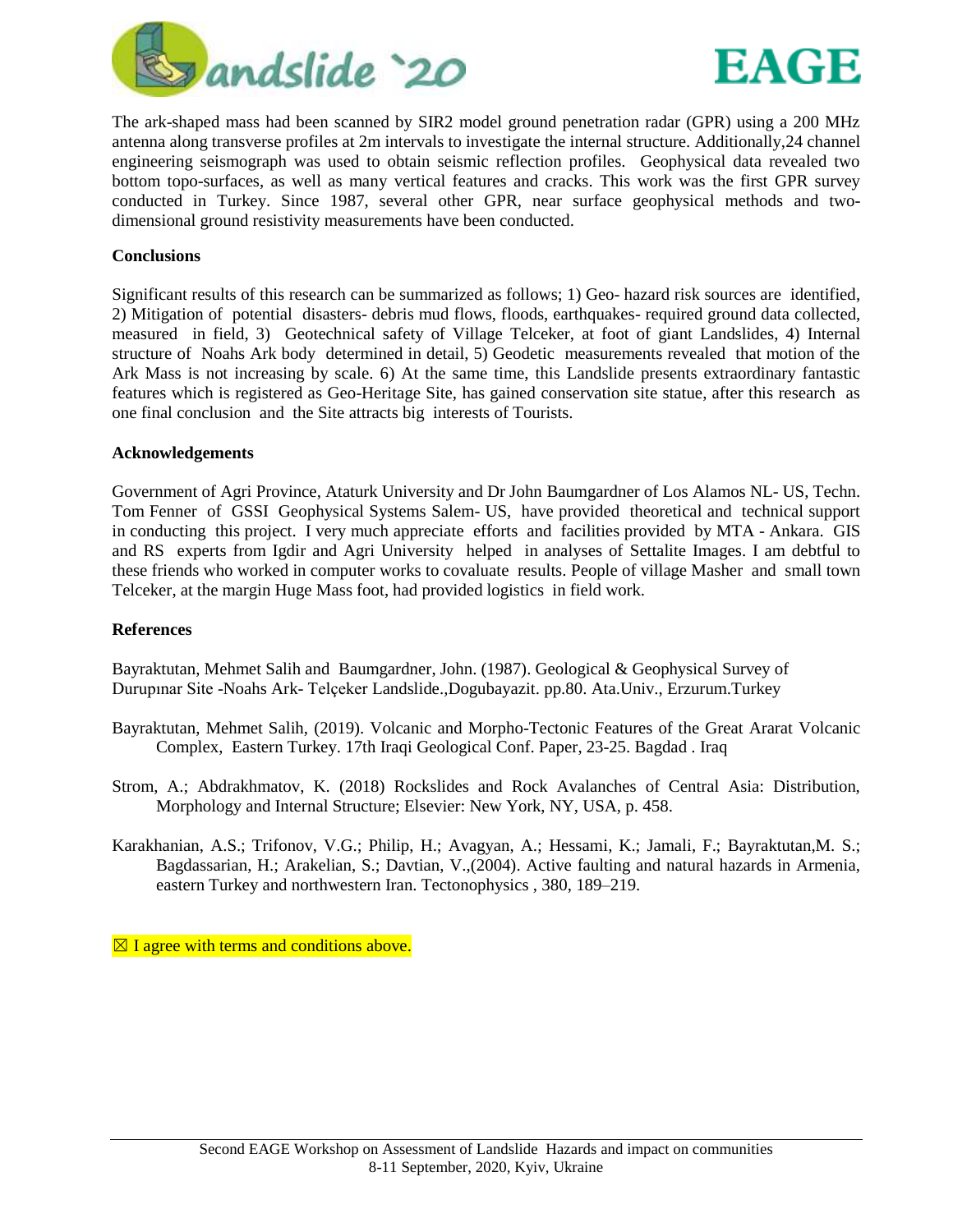The ark-shaped mass had been scanned by SIR2 model ground penetration radar (GPR) using a 200 MHz antenna along transverse profiles at 2m intervals to investigate the internal structure. Additionally,24 channel engineering seismograph was used to obtain seismic reflection profiles. Geophysical data revealed two bottom topo-surfaces, as well as many vertical features and cracks. This work was the first GPR survey conducted in Turkey. Since 1987, several other GPR, near surface geophysical methods and two-dimensional ground resistivity measurements have been conducted.

**Conclusions**

Significant results of this research can be summarized as follows; 1) Geo- hazard risk sources are identified, 2) Mitigation of potential disasters- debris mud flows, floods, earthquakes- required ground data collected, measured in field, 3) Geotechnical safety of Village Telceker, at foot of giant Landslides, 4) Internal structure of Noahs Ark body determined in detail, 5) Geodetic measurements revealed that motion of the Ark Mass is not increasing by scale. 6) At the same time, this Landslide presents extraordinary fantastic features which is registered as Geo-Heritage Site, has gained conservation site statue, after this research as one final conclusion and the Site attracts big interests of Tourists.

**Acknowledgements**

Government of Agri Province, Ataturk University and Dr John Baumgardner of Los Alamos NL- US, Techn. Tom Fenner of GSSI Geophysical Systems Salem- US, have provided theoretical and technical support in conducting this project. I very much appreciate efforts and facilities provided by MTA - Ankara. GIS and RS experts from Igdir and Agri University helped in analyses of Settalite Images. I am debtful to these friends who worked in computer works to covaluate results. People of village Masher and small town Telceker, at the margin Huge Mass foot, had provided logistics in field work.

**References**

Bayraktutan, Mehmet Salih and Baumgardner, John. (1987). Geological & Geophysical Survey of Durupınar Site -Noahs Ark- Telçeker Landslide.,Dogubayazit. pp.80. Ata.Univ., Erzurum.Turkey

Bayraktutan, Mehmet Salih, (2019). Volcanic and Morpho-Tectonic Features of the Great Ararat Volcanic Complex, Eastern Turkey. 17th Iraqi Geological Conf. Paper, 23-25. Bagdad . Iraq

Strom, A.; Abdrakhmatov, K. (2018) Rockslides and Rock Avalanches of Central Asia: Distribution, Morphology and Internal Structure; Elsevier: New York, NY, USA, p. 458.

Karakhanian, A.S.; Trifonov, V.G.; Philip, H.; Avagyan, A.; Hessami, K.; Jamali, F.; Bayraktutan,M. S.; Bagdassarian, H.; Arakelian, S.; Davtian, V.,(2004). Active faulting and natural hazards in Armenia, eastern Turkey and northwestern Iran. Tectonophysics , 380, 189–219.

☒ I agree with terms and conditions above.